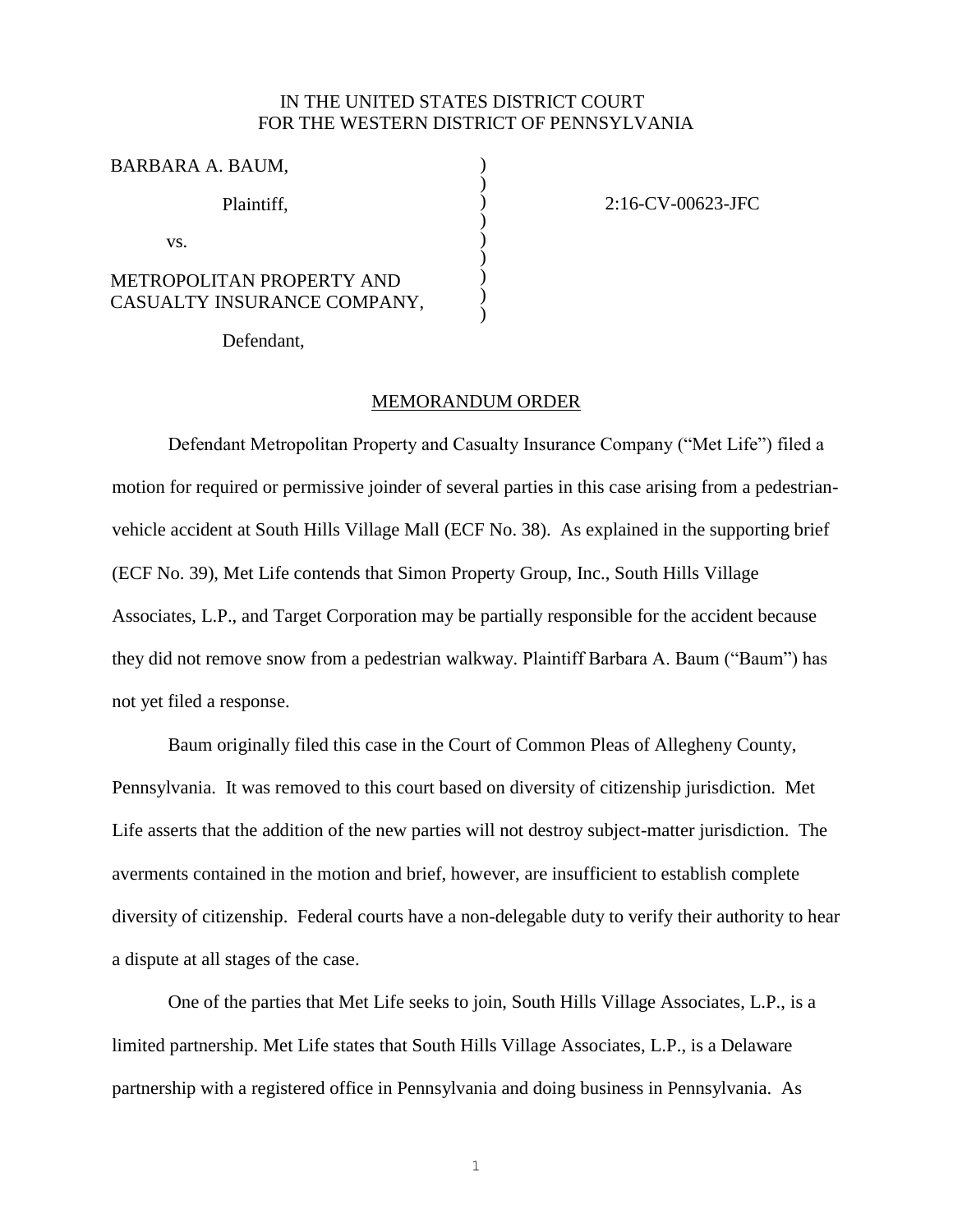IN THE UNITED STATES DISTRICT COURT
FOR THE WESTERN DISTRICT OF PENNSYLVANIA

| | | |
|---|---|---|
| BARBARA A. BAUM, | ) | |
| Plaintiff, | ) | 2:16-CV-00623-JFC |
| vs. | ) | |
| METROPOLITAN PROPERTY AND CASUALTY INSURANCE COMPANY, | ) | |
| Defendant, | | |

## MEMORANDUM ORDER

Defendant Metropolitan Property and Casualty Insurance Company ("Met Life") filed a motion for required or permissive joinder of several parties in this case arising from a pedestrian-vehicle accident at South Hills Village Mall (ECF No. 38). As explained in the supporting brief (ECF No. 39), Met Life contends that Simon Property Group, Inc., South Hills Village Associates, L.P., and Target Corporation may be partially responsible for the accident because they did not remove snow from a pedestrian walkway. Plaintiff Barbara A. Baum ("Baum") has not yet filed a response.

Baum originally filed this case in the Court of Common Pleas of Allegheny County, Pennsylvania. It was removed to this court based on diversity of citizenship jurisdiction. Met Life asserts that the addition of the new parties will not destroy subject-matter jurisdiction. The averments contained in the motion and brief, however, are insufficient to establish complete diversity of citizenship. Federal courts have a non-delegable duty to verify their authority to hear a dispute at all stages of the case.

One of the parties that Met Life seeks to join, South Hills Village Associates, L.P., is a limited partnership. Met Life states that South Hills Village Associates, L.P., is a Delaware partnership with a registered office in Pennsylvania and doing business in Pennsylvania. As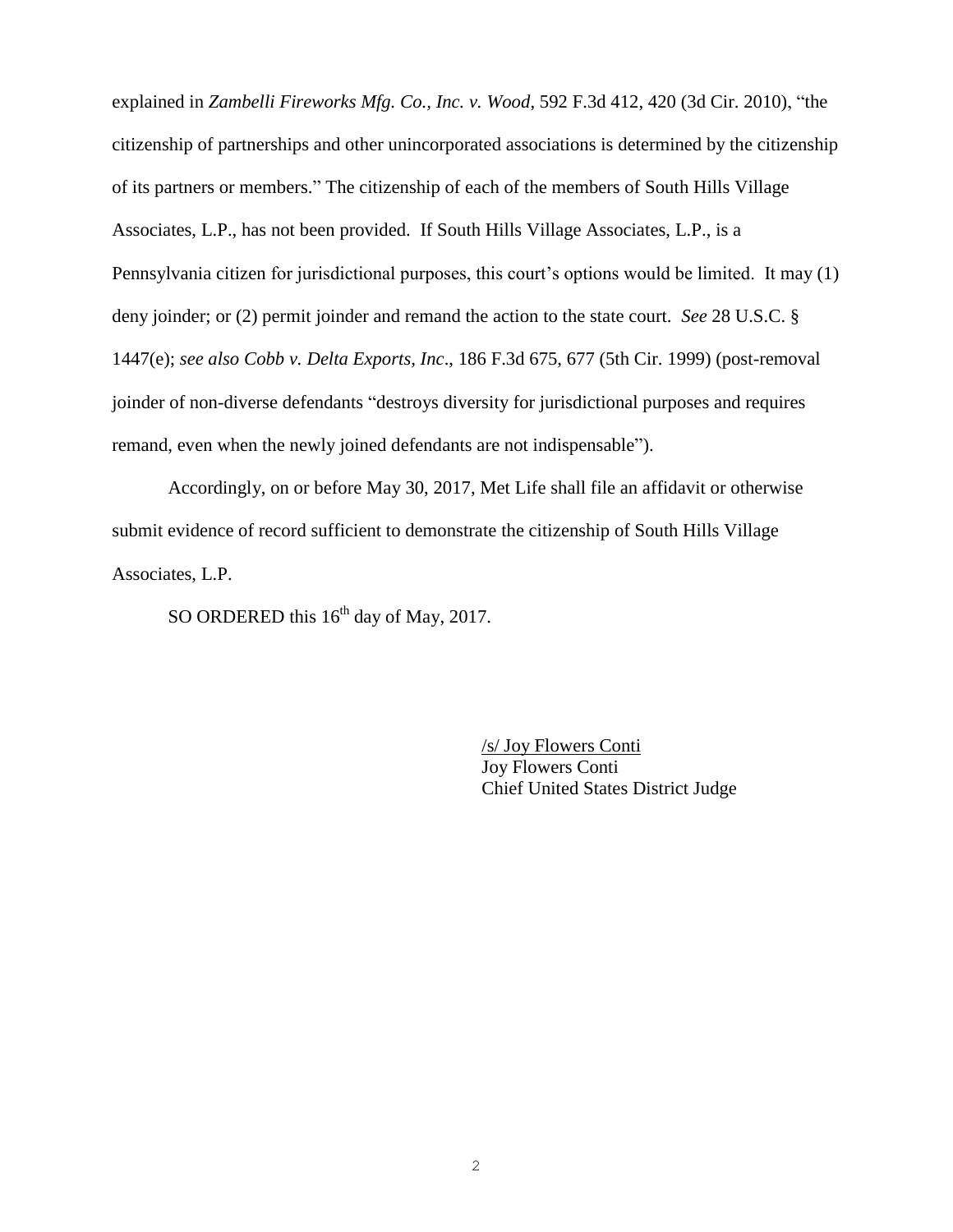explained in *Zambelli Fireworks Mfg. Co., Inc. v. Wood*, 592 F.3d 412, 420 (3d Cir. 2010), "the citizenship of partnerships and other unincorporated associations is determined by the citizenship of its partners or members." The citizenship of each of the members of South Hills Village Associates, L.P., has not been provided. If South Hills Village Associates, L.P., is a Pennsylvania citizen for jurisdictional purposes, this court's options would be limited. It may (1) deny joinder; or (2) permit joinder and remand the action to the state court. *See* 28 U.S.C. § 1447(e); *see also Cobb v. Delta Exports, Inc*., 186 F.3d 675, 677 (5th Cir. 1999) (post-removal joinder of non-diverse defendants "destroys diversity for jurisdictional purposes and requires remand, even when the newly joined defendants are not indispensable").

Accordingly, on or before May 30, 2017, Met Life shall file an affidavit or otherwise submit evidence of record sufficient to demonstrate the citizenship of South Hills Village Associates, L.P.

SO ORDERED this 16th day of May, 2017.

/s/ Joy Flowers Conti
Joy Flowers Conti
Chief United States District Judge